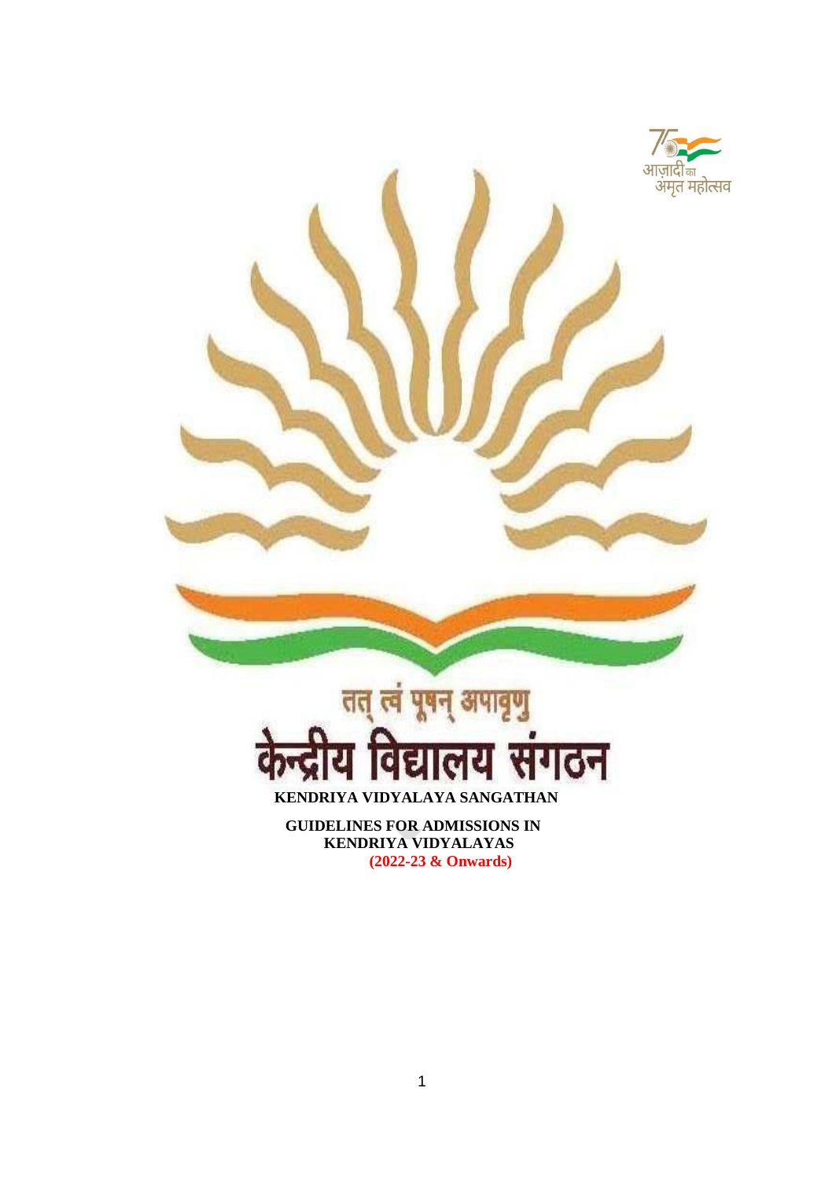आज़ादी का अमृत महोत्सव

तत् त्वं पूषन् अपावृणु

केन्द्रीय विद्यालय संगठन

**KENDRIYA VIDYALAYA SANGATHAN**

# GUIDELINES FOR ADMISSIONS IN KENDRIYA VIDYALAYAS

**(2022-23 & Onwards)**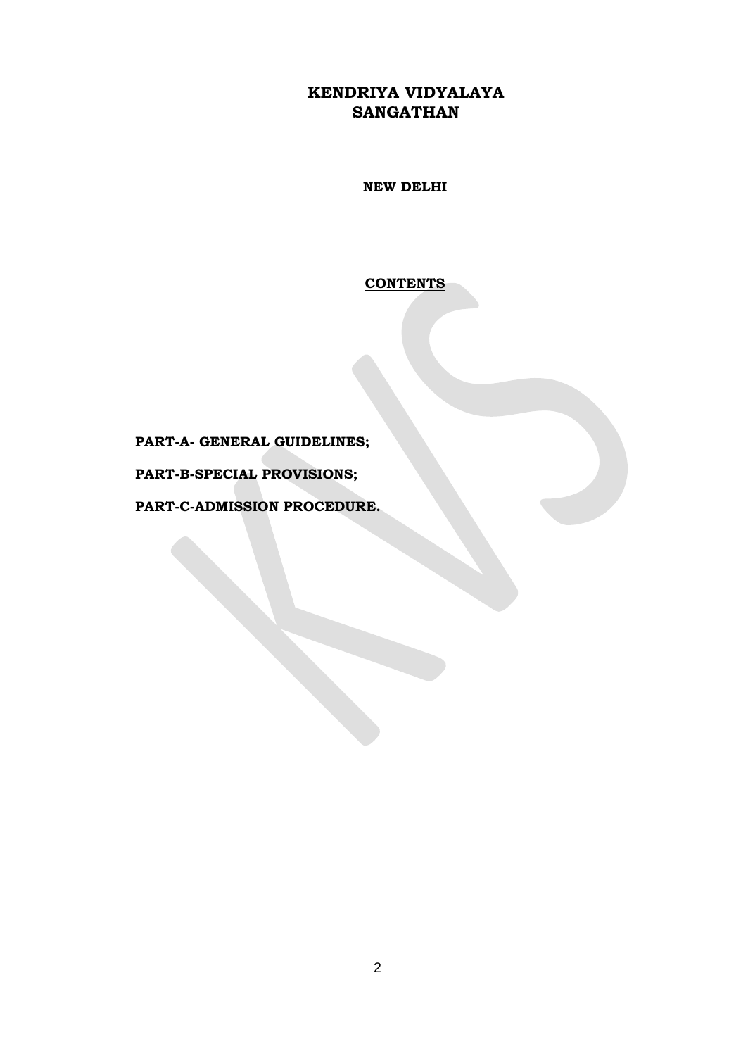# KENDRIYA VIDYALAYA SANGATHAN

## NEW DELHI

### CONTENTS

**PART-A- GENERAL GUIDELINES;**

**PART-B-SPECIAL PROVISIONS;**

**PART-C-ADMISSION PROCEDURE.**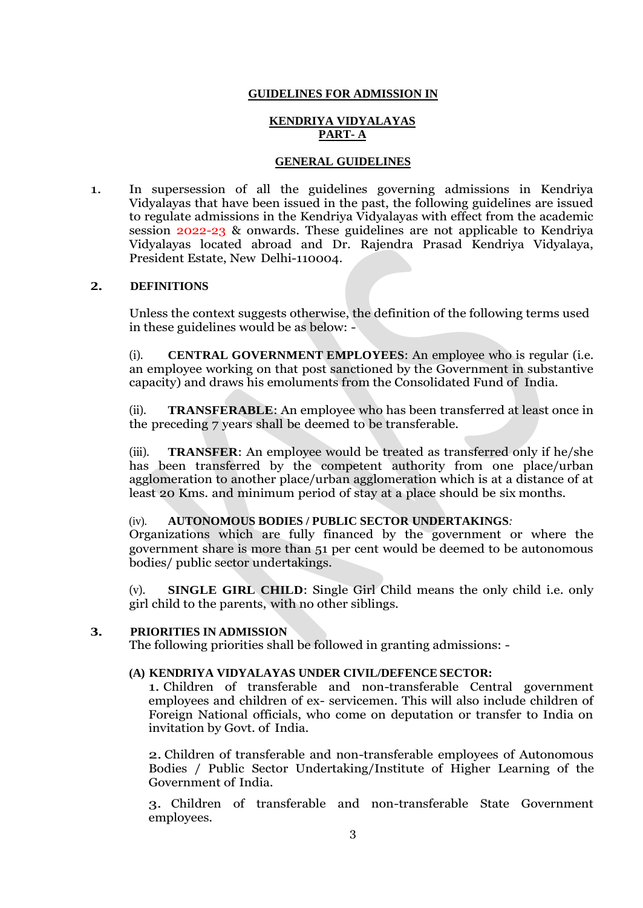## GUIDELINES FOR ADMISSION IN

## KENDRIYA VIDYALAYAS
## PART- A

### GENERAL GUIDELINES

1. In supersession of all the guidelines governing admissions in Kendriya Vidyalayas that have been issued in the past, the following guidelines are issued to regulate admissions in the Kendriya Vidyalayas with effect from the academic session 2022-23 & onwards. These guidelines are not applicable to Kendriya Vidyalayas located abroad and Dr. Rajendra Prasad Kendriya Vidyalaya, President Estate, New Delhi-110004.

2. **DEFINITIONS**

   Unless the context suggests otherwise, the definition of the following terms used in these guidelines would be as below: -

   (i). **CENTRAL GOVERNMENT EMPLOYEES**: An employee who is regular (i.e. an employee working on that post sanctioned by the Government in substantive capacity) and draws his emoluments from the Consolidated Fund of India.

   (ii). **TRANSFERABLE**: An employee who has been transferred at least once in the preceding 7 years shall be deemed to be transferable.

   (iii). **TRANSFER**: An employee would be treated as transferred only if he/she has been transferred by the competent authority from one place/urban agglomeration to another place/urban agglomeration which is at a distance of at least 20 Kms. and minimum period of stay at a place should be six months.

   (iv). **AUTONOMOUS BODIES / PUBLIC SECTOR UNDERTAKINGS***:* Organizations which are fully financed by the government or where the government share is more than 51 per cent would be deemed to be autonomous bodies/ public sector undertakings.

   (v). **SINGLE GIRL CHILD**: Single Girl Child means the only child i.e. only girl child to the parents, with no other siblings.

3. **PRIORITIES IN ADMISSION**

   The following priorities shall be followed in granting admissions: -

   **(A) KENDRIYA VIDYALAYAS UNDER CIVIL/DEFENCE SECTOR:**

   1. Children of transferable and non-transferable Central government employees and children of ex- servicemen. This will also include children of Foreign National officials, who come on deputation or transfer to India on invitation by Govt. of India.

   2. Children of transferable and non-transferable employees of Autonomous Bodies / Public Sector Undertaking/Institute of Higher Learning of the Government of India.

   3. Children of transferable and non-transferable State Government employees.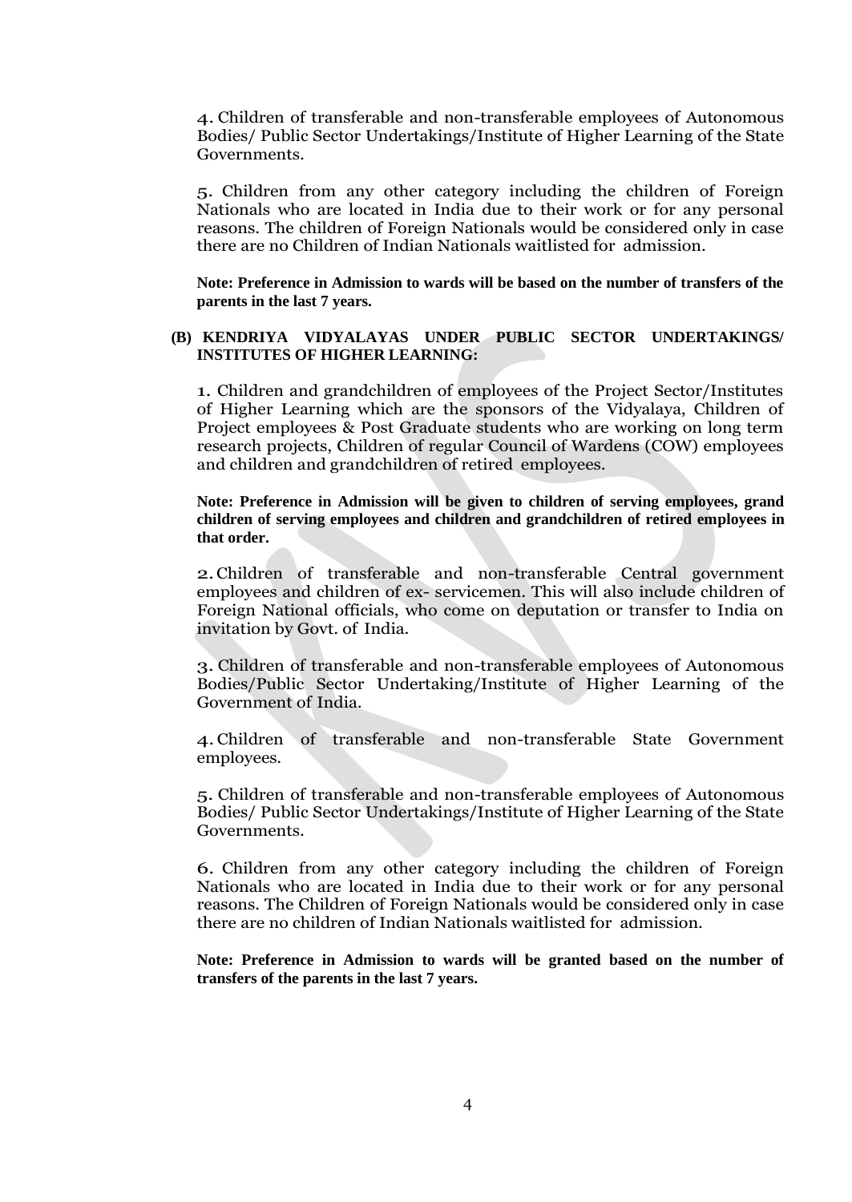4. Children of transferable and non-transferable employees of Autonomous Bodies/ Public Sector Undertakings/Institute of Higher Learning of the State Governments.

5. Children from any other category including the children of Foreign Nationals who are located in India due to their work or for any personal reasons. The children of Foreign Nationals would be considered only in case there are no Children of Indian Nationals waitlisted for admission.

**Note: Preference in Admission to wards will be based on the number of transfers of the parents in the last 7 years.**

**(B) KENDRIYA VIDYALAYAS UNDER PUBLIC SECTOR UNDERTAKINGS/ INSTITUTES OF HIGHER LEARNING:**

1. Children and grandchildren of employees of the Project Sector/Institutes of Higher Learning which are the sponsors of the Vidyalaya, Children of Project employees & Post Graduate students who are working on long term research projects, Children of regular Council of Wardens (COW) employees and children and grandchildren of retired employees.

**Note: Preference in Admission will be given to children of serving employees, grand children of serving employees and children and grandchildren of retired employees in that order.**

2. Children of transferable and non-transferable Central government employees and children of ex- servicemen. This will also include children of Foreign National officials, who come on deputation or transfer to India on invitation by Govt. of India.

3. Children of transferable and non-transferable employees of Autonomous Bodies/Public Sector Undertaking/Institute of Higher Learning of the Government of India.

4. Children of transferable and non-transferable State Government employees.

5. Children of transferable and non-transferable employees of Autonomous Bodies/ Public Sector Undertakings/Institute of Higher Learning of the State Governments.

6. Children from any other category including the children of Foreign Nationals who are located in India due to their work or for any personal reasons. The Children of Foreign Nationals would be considered only in case there are no children of Indian Nationals waitlisted for admission.

**Note: Preference in Admission to wards will be granted based on the number of transfers of the parents in the last 7 years.**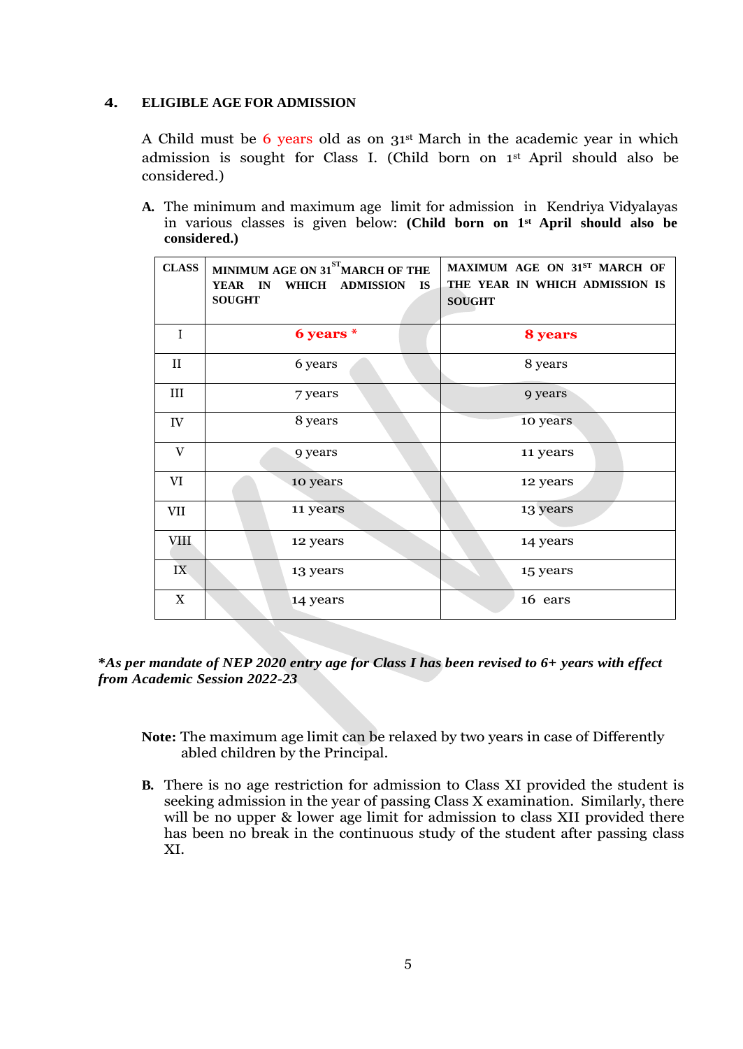## 4. ELIGIBLE AGE FOR ADMISSION

A Child must be 6 years old as on 31st March in the academic year in which admission is sought for Class I. (Child born on 1st April should also be considered.)

**A.** The minimum and maximum age limit for admission in Kendriya Vidyalayas in various classes is given below: **(Child born on 1st April should also be considered.)**

| CLASS | MINIMUM AGE ON 31ST MARCH OF THE YEAR IN WHICH ADMISSION IS SOUGHT | MAXIMUM AGE ON 31ST MARCH OF THE YEAR IN WHICH ADMISSION IS SOUGHT |
|---|---|---|
| I | **6 years *** | **8 years** |
| II | 6 years | 8 years |
| III | 7 years | 9 years |
| IV | 8 years | 10 years |
| V | 9 years | 11 years |
| VI | 10 years | 12 years |
| VII | 11 years | 13 years |
| VIII | 12 years | 14 years |
| IX | 13 years | 15 years |
| X | 14 years | 16 ears |

***As per mandate of NEP 2020 entry age for Class I has been revised to 6+ years with effect from Academic Session 2022-23***

**Note:** The maximum age limit can be relaxed by two years in case of Differently abled children by the Principal.

**B.** There is no age restriction for admission to Class XI provided the student is seeking admission in the year of passing Class X examination. Similarly, there will be no upper & lower age limit for admission to class XII provided there has been no break in the continuous study of the student after passing class XI.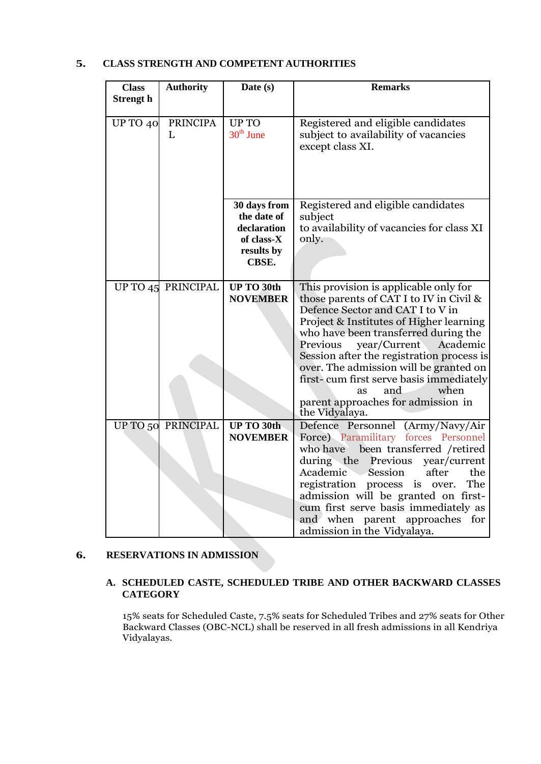## 5. CLASS STRENGTH AND COMPETENT AUTHORITIES

| Class Strengt h | Authority | Date (s) | Remarks |
|---|---|---|---|
| UP TO 40 | PRINCIPA L | UP TO 30th June | Registered and eligible candidates subject to availability of vacancies except class XI. |
| | | **30 days from the date of declaration of class-X results by CBSE.** | Registered and eligible candidates subject to availability of vacancies for class XI only. |
| UP TO 45 | PRINCIPAL | **UP TO 30th NOVEMBER** | This provision is applicable only for those parents of CAT I to IV in Civil & Defence Sector and CAT I to V in Project & Institutes of Higher learning who have been transferred during the Previous year/Current Academic Session after the registration process is over. The admission will be granted on first- cum first serve basis immediately as and when parent approaches for admission in the Vidyalaya. |
| UP TO 50 | PRINCIPAL | **UP TO 30th NOVEMBER** | Defence Personnel (Army/Navy/Air Force) Paramilitary forces Personnel who have been transferred /retired during the Previous year/current Academic Session after the registration process is over. The admission will be granted on first- cum first serve basis immediately as and when parent approaches for admission in the Vidyalaya. |

## 6. RESERVATIONS IN ADMISSION

### A. SCHEDULED CASTE, SCHEDULED TRIBE AND OTHER BACKWARD CLASSES CATEGORY

15% seats for Scheduled Caste, 7.5% seats for Scheduled Tribes and 27% seats for Other Backward Classes (OBC-NCL) shall be reserved in all fresh admissions in all Kendriya Vidyalayas.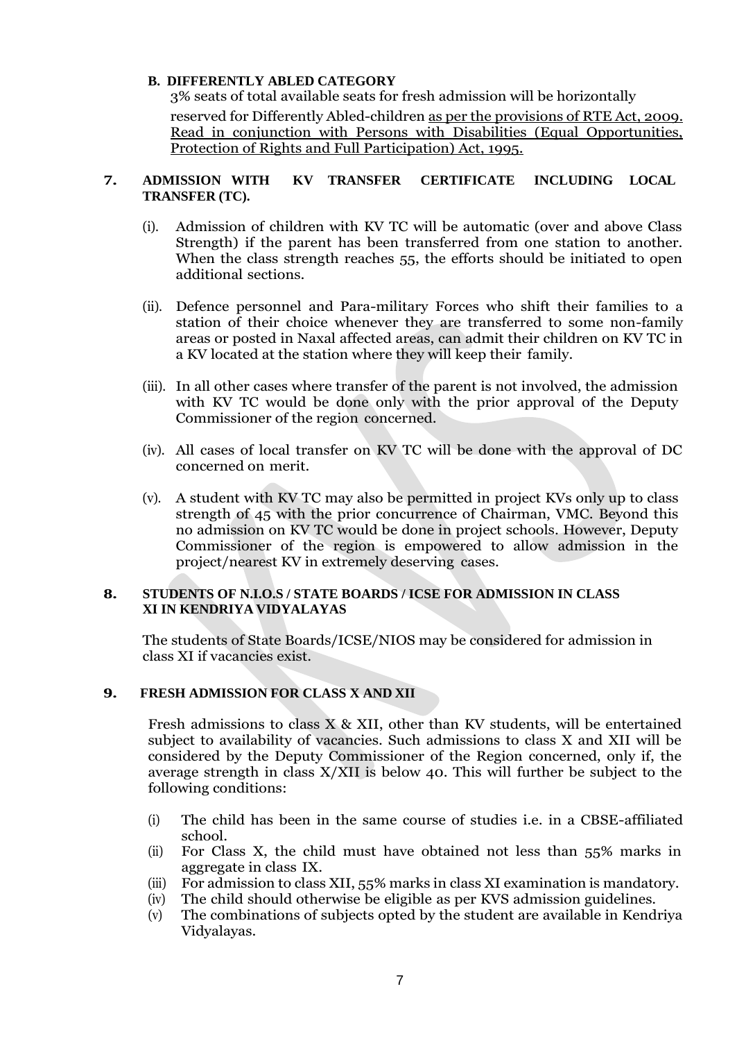**B. DIFFERENTLY ABLED CATEGORY**

3% seats of total available seats for fresh admission will be horizontally reserved for Differently Abled-children as per the provisions of RTE Act, 2009. Read in conjunction with Persons with Disabilities (Equal Opportunities, Protection of Rights and Full Participation) Act, 1995.

## 7. ADMISSION WITH KV TRANSFER CERTIFICATE INCLUDING LOCAL TRANSFER (TC).

(i). Admission of children with KV TC will be automatic (over and above Class Strength) if the parent has been transferred from one station to another. When the class strength reaches 55, the efforts should be initiated to open additional sections.

(ii). Defence personnel and Para-military Forces who shift their families to a station of their choice whenever they are transferred to some non-family areas or posted in Naxal affected areas, can admit their children on KV TC in a KV located at the station where they will keep their family.

(iii). In all other cases where transfer of the parent is not involved, the admission with KV TC would be done only with the prior approval of the Deputy Commissioner of the region concerned.

(iv). All cases of local transfer on KV TC will be done with the approval of DC concerned on merit.

(v). A student with KV TC may also be permitted in project KVs only up to class strength of 45 with the prior concurrence of Chairman, VMC. Beyond this no admission on KV TC would be done in project schools. However, Deputy Commissioner of the region is empowered to allow admission in the project/nearest KV in extremely deserving cases.

## 8. STUDENTS OF N.I.O.S / STATE BOARDS / ICSE FOR ADMISSION IN CLASS XI IN KENDRIYA VIDYALAYAS

The students of State Boards/ICSE/NIOS may be considered for admission in class XI if vacancies exist.

## 9. FRESH ADMISSION FOR CLASS X AND XII

Fresh admissions to class X & XII, other than KV students, will be entertained subject to availability of vacancies. Such admissions to class X and XII will be considered by the Deputy Commissioner of the Region concerned, only if, the average strength in class X/XII is below 40. This will further be subject to the following conditions:

(i) The child has been in the same course of studies i.e. in a CBSE-affiliated school.
(ii) For Class X, the child must have obtained not less than 55% marks in aggregate in class IX.
(iii) For admission to class XII, 55% marks in class XI examination is mandatory.
(iv) The child should otherwise be eligible as per KVS admission guidelines.
(v) The combinations of subjects opted by the student are available in Kendriya Vidyalayas.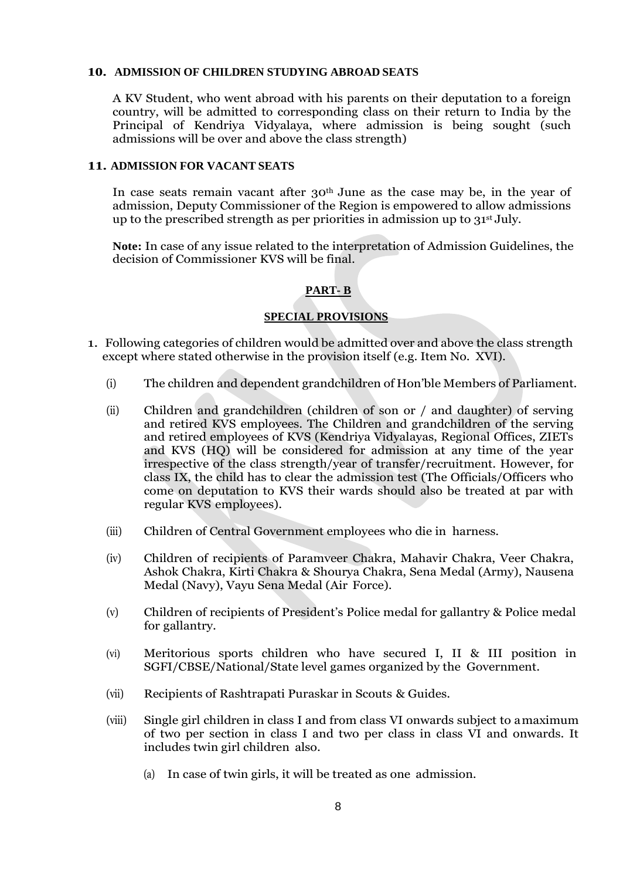### 10. ADMISSION OF CHILDREN STUDYING ABROAD SEATS

A KV Student, who went abroad with his parents on their deputation to a foreign country, will be admitted to corresponding class on their return to India by the Principal of Kendriya Vidyalaya, where admission is being sought (such admissions will be over and above the class strength)

### 11. ADMISSION FOR VACANT SEATS

In case seats remain vacant after 30th June as the case may be, in the year of admission, Deputy Commissioner of the Region is empowered to allow admissions up to the prescribed strength as per priorities in admission up to 31st July.

**Note:** In case of any issue related to the interpretation of Admission Guidelines, the decision of Commissioner KVS will be final.

## PART- B

### SPECIAL PROVISIONS

1. Following categories of children would be admitted over and above the class strength except where stated otherwise in the provision itself (e.g. Item No. XVI).

   (i) The children and dependent grandchildren of Hon'ble Members of Parliament.

   (ii) Children and grandchildren (children of son or / and daughter) of serving and retired KVS employees. The Children and grandchildren of the serving and retired employees of KVS (Kendriya Vidyalayas, Regional Offices, ZIETs and KVS (HQ) will be considered for admission at any time of the year irrespective of the class strength/year of transfer/recruitment. However, for class IX, the child has to clear the admission test (The Officials/Officers who come on deputation to KVS their wards should also be treated at par with regular KVS employees).

   (iii) Children of Central Government employees who die in harness.

   (iv) Children of recipients of Paramveer Chakra, Mahavir Chakra, Veer Chakra, Ashok Chakra, Kirti Chakra & Shourya Chakra, Sena Medal (Army), Nausena Medal (Navy), Vayu Sena Medal (Air Force).

   (v) Children of recipients of President's Police medal for gallantry & Police medal for gallantry.

   (vi) Meritorious sports children who have secured I, II & III position in SGFI/CBSE/National/State level games organized by the Government.

   (vii) Recipients of Rashtrapati Puraskar in Scouts & Guides.

   (viii) Single girl children in class I and from class VI onwards subject to a maximum of two per section in class I and two per class in class VI and onwards. It includes twin girl children also.

      (a) In case of twin girls, it will be treated as one admission.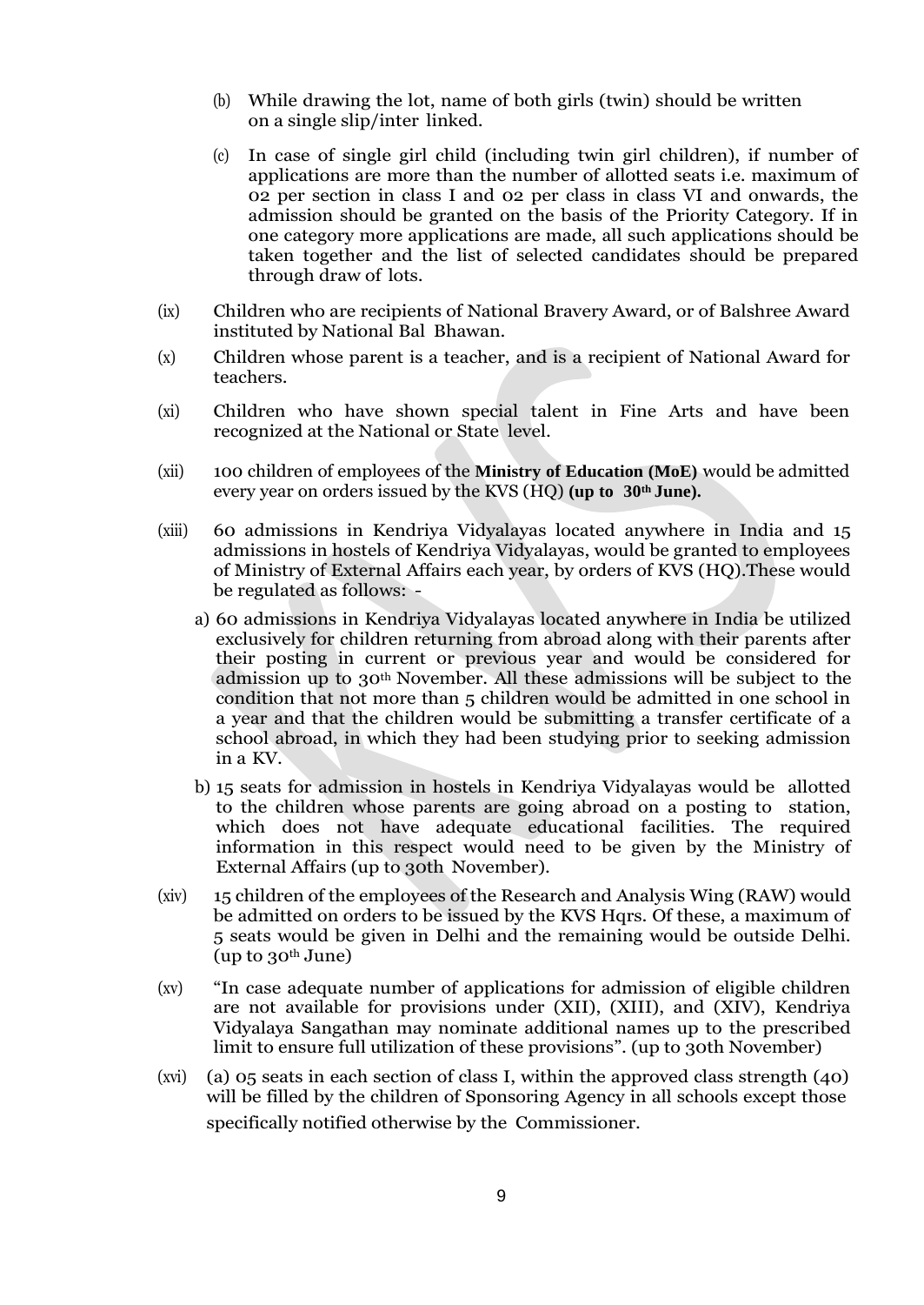(b) While drawing the lot, name of both girls (twin) should be written on a single slip/inter linked.

(c) In case of single girl child (including twin girl children), if number of applications are more than the number of allotted seats i.e. maximum of 02 per section in class I and 02 per class in class VI and onwards, the admission should be granted on the basis of the Priority Category. If in one category more applications are made, all such applications should be taken together and the list of selected candidates should be prepared through draw of lots.

(ix) Children who are recipients of National Bravery Award, or of Balshree Award instituted by National Bal Bhawan.

(x) Children whose parent is a teacher, and is a recipient of National Award for teachers.

(xi) Children who have shown special talent in Fine Arts and have been recognized at the National or State level.

(xii) 100 children of employees of the **Ministry of Education (MoE)** would be admitted every year on orders issued by the KVS (HQ) **(up to 30th June).**

(xiii) 60 admissions in Kendriya Vidyalayas located anywhere in India and 15 admissions in hostels of Kendriya Vidyalayas, would be granted to employees of Ministry of External Affairs each year, by orders of KVS (HQ).These would be regulated as follows: -

a) 60 admissions in Kendriya Vidyalayas located anywhere in India be utilized exclusively for children returning from abroad along with their parents after their posting in current or previous year and would be considered for admission up to 30th November. All these admissions will be subject to the condition that not more than 5 children would be admitted in one school in a year and that the children would be submitting a transfer certificate of a school abroad, in which they had been studying prior to seeking admission in a KV.

b) 15 seats for admission in hostels in Kendriya Vidyalayas would be allotted to the children whose parents are going abroad on a posting to station, which does not have adequate educational facilities. The required information in this respect would need to be given by the Ministry of External Affairs (up to 30th November).

(xiv) 15 children of the employees of the Research and Analysis Wing (RAW) would be admitted on orders to be issued by the KVS Hqrs. Of these, a maximum of 5 seats would be given in Delhi and the remaining would be outside Delhi. (up to 30th June)

(xv) "In case adequate number of applications for admission of eligible children are not available for provisions under (XII), (XIII), and (XIV), Kendriya Vidyalaya Sangathan may nominate additional names up to the prescribed limit to ensure full utilization of these provisions". (up to 30th November)

(xvi) (a) 05 seats in each section of class I, within the approved class strength (40) will be filled by the children of Sponsoring Agency in all schools except those specifically notified otherwise by the Commissioner.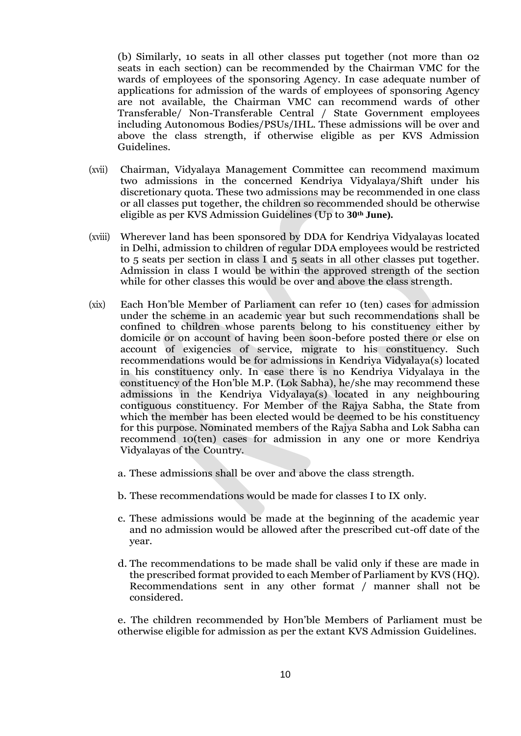(b) Similarly, 10 seats in all other classes put together (not more than 02 seats in each section) can be recommended by the Chairman VMC for the wards of employees of the sponsoring Agency. In case adequate number of applications for admission of the wards of employees of sponsoring Agency are not available, the Chairman VMC can recommend wards of other Transferable/ Non-Transferable Central / State Government employees including Autonomous Bodies/PSUs/IHL. These admissions will be over and above the class strength, if otherwise eligible as per KVS Admission Guidelines.

(xvii) Chairman, Vidyalaya Management Committee can recommend maximum two admissions in the concerned Kendriya Vidyalaya/Shift under his discretionary quota. These two admissions may be recommended in one class or all classes put together, the children so recommended should be otherwise eligible as per KVS Admission Guidelines (Up to **30th June).**

(xviii) Wherever land has been sponsored by DDA for Kendriya Vidyalayas located in Delhi, admission to children of regular DDA employees would be restricted to 5 seats per section in class I and 5 seats in all other classes put together. Admission in class I would be within the approved strength of the section while for other classes this would be over and above the class strength.

(xix) Each Hon'ble Member of Parliament can refer 10 (ten) cases for admission under the scheme in an academic year but such recommendations shall be confined to children whose parents belong to his constituency either by domicile or on account of having been soon-before posted there or else on account of exigencies of service, migrate to his constituency. Such recommendations would be for admissions in Kendriya Vidyalaya(s) located in his constituency only. In case there is no Kendriya Vidyalaya in the constituency of the Hon'ble M.P. (Lok Sabha), he/she may recommend these admissions in the Kendriya Vidyalaya(s) located in any neighbouring contiguous constituency. For Member of the Rajya Sabha, the State from which the member has been elected would be deemed to be his constituency for this purpose. Nominated members of the Rajya Sabha and Lok Sabha can recommend 10(ten) cases for admission in any one or more Kendriya Vidyalayas of the Country.

a. These admissions shall be over and above the class strength.

b. These recommendations would be made for classes I to IX only.

c. These admissions would be made at the beginning of the academic year and no admission would be allowed after the prescribed cut-off date of the year.

d. The recommendations to be made shall be valid only if these are made in the prescribed format provided to each Member of Parliament by KVS (HQ). Recommendations sent in any other format / manner shall not be considered.

e. The children recommended by Hon'ble Members of Parliament must be otherwise eligible for admission as per the extant KVS Admission Guidelines.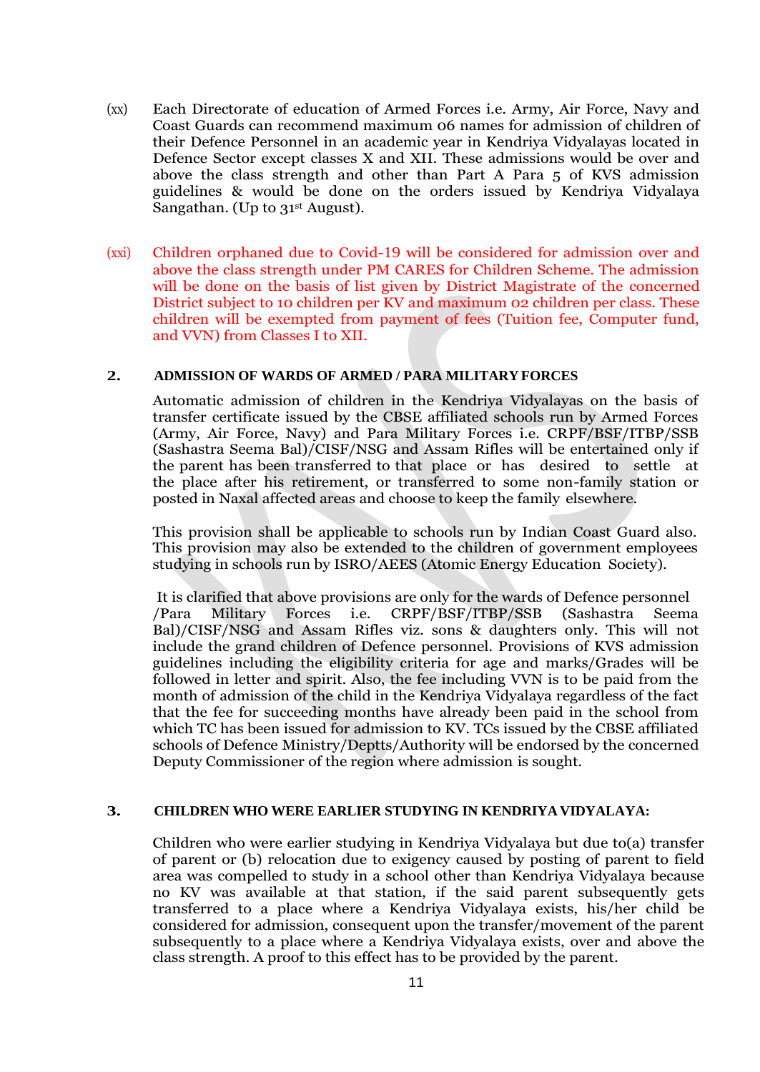(xx) Each Directorate of education of Armed Forces i.e. Army, Air Force, Navy and Coast Guards can recommend maximum 06 names for admission of children of their Defence Personnel in an academic year in Kendriya Vidyalayas located in Defence Sector except classes X and XII. These admissions would be over and above the class strength and other than Part A Para 5 of KVS admission guidelines & would be done on the orders issued by Kendriya Vidyalaya Sangathan. (Up to 31st August).

(xxi) Children orphaned due to Covid-19 will be considered for admission over and above the class strength under PM CARES for Children Scheme. The admission will be done on the basis of list given by District Magistrate of the concerned District subject to 10 children per KV and maximum 02 children per class. These children will be exempted from payment of fees (Tuition fee, Computer fund, and VVN) from Classes I to XII.

## 2. ADMISSION OF WARDS OF ARMED / PARA MILITARY FORCES

Automatic admission of children in the Kendriya Vidyalayas on the basis of transfer certificate issued by the CBSE affiliated schools run by Armed Forces (Army, Air Force, Navy) and Para Military Forces i.e. CRPF/BSF/ITBP/SSB (Sashastra Seema Bal)/CISF/NSG and Assam Rifles will be entertained only if the parent has been transferred to that place or has desired to settle at the place after his retirement, or transferred to some non-family station or posted in Naxal affected areas and choose to keep the family elsewhere.

This provision shall be applicable to schools run by Indian Coast Guard also. This provision may also be extended to the children of government employees studying in schools run by ISRO/AEES (Atomic Energy Education Society).

It is clarified that above provisions are only for the wards of Defence personnel /Para Military Forces i.e. CRPF/BSF/ITBP/SSB (Sashastra Seema Bal)/CISF/NSG and Assam Rifles viz. sons & daughters only. This will not include the grand children of Defence personnel. Provisions of KVS admission guidelines including the eligibility criteria for age and marks/Grades will be followed in letter and spirit. Also, the fee including VVN is to be paid from the month of admission of the child in the Kendriya Vidyalaya regardless of the fact that the fee for succeeding months have already been paid in the school from which TC has been issued for admission to KV. TCs issued by the CBSE affiliated schools of Defence Ministry/Deptts/Authority will be endorsed by the concerned Deputy Commissioner of the region where admission is sought.

## 3. CHILDREN WHO WERE EARLIER STUDYING IN KENDRIYA VIDYALAYA:

Children who were earlier studying in Kendriya Vidyalaya but due to(a) transfer of parent or (b) relocation due to exigency caused by posting of parent to field area was compelled to study in a school other than Kendriya Vidyalaya because no KV was available at that station, if the said parent subsequently gets transferred to a place where a Kendriya Vidyalaya exists, his/her child be considered for admission, consequent upon the transfer/movement of the parent subsequently to a place where a Kendriya Vidyalaya exists, over and above the class strength. A proof to this effect has to be provided by the parent.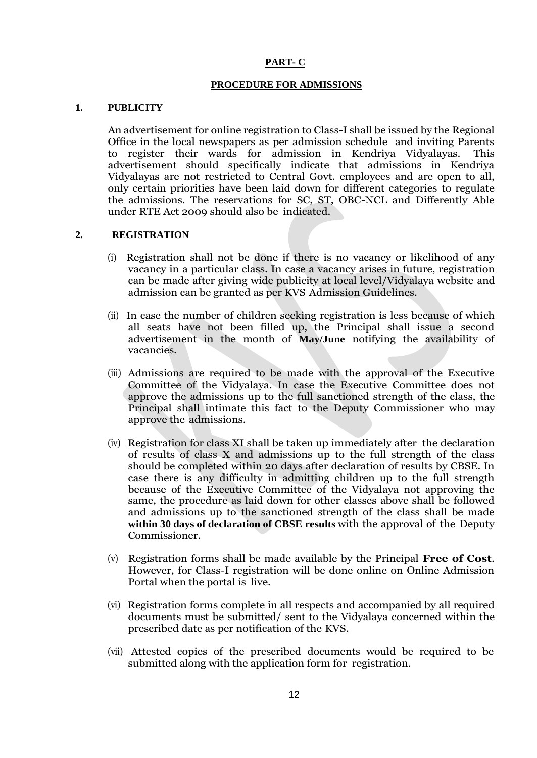## PART- C

## PROCEDURE FOR ADMISSIONS

### 1. PUBLICITY

An advertisement for online registration to Class-I shall be issued by the Regional Office in the local newspapers as per admission schedule and inviting Parents to register their wards for admission in Kendriya Vidyalayas. This advertisement should specifically indicate that admissions in Kendriya Vidyalayas are not restricted to Central Govt. employees and are open to all, only certain priorities have been laid down for different categories to regulate the admissions. The reservations for SC, ST, OBC-NCL and Differently Able under RTE Act 2009 should also be indicated.

### 2. REGISTRATION

(i) Registration shall not be done if there is no vacancy or likelihood of any vacancy in a particular class. In case a vacancy arises in future, registration can be made after giving wide publicity at local level/Vidyalaya website and admission can be granted as per KVS Admission Guidelines.

(ii) In case the number of children seeking registration is less because of which all seats have not been filled up, the Principal shall issue a second advertisement in the month of **May/June** notifying the availability of vacancies.

(iii) Admissions are required to be made with the approval of the Executive Committee of the Vidyalaya. In case the Executive Committee does not approve the admissions up to the full sanctioned strength of the class, the Principal shall intimate this fact to the Deputy Commissioner who may approve the admissions.

(iv) Registration for class XI shall be taken up immediately after the declaration of results of class X and admissions up to the full strength of the class should be completed within 20 days after declaration of results by CBSE. In case there is any difficulty in admitting children up to the full strength because of the Executive Committee of the Vidyalaya not approving the same, the procedure as laid down for other classes above shall be followed and admissions up to the sanctioned strength of the class shall be made **within 30 days of declaration of CBSE results** with the approval of the Deputy Commissioner.

(v) Registration forms shall be made available by the Principal **Free of Cost**. However, for Class-I registration will be done online on Online Admission Portal when the portal is live.

(vi) Registration forms complete in all respects and accompanied by all required documents must be submitted/ sent to the Vidyalaya concerned within the prescribed date as per notification of the KVS.

(vii) Attested copies of the prescribed documents would be required to be submitted along with the application form for registration.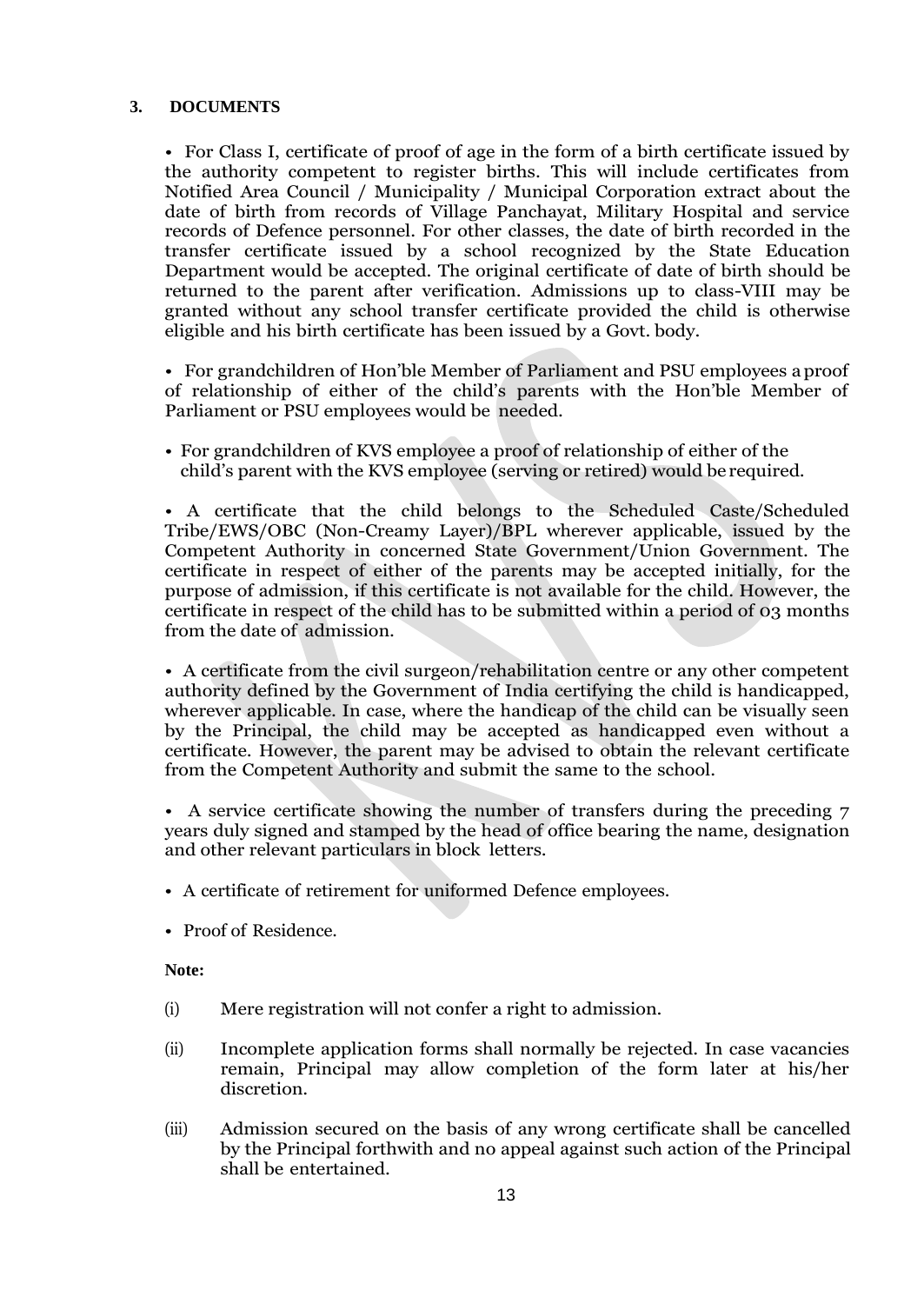### 3. DOCUMENTS

- For Class I, certificate of proof of age in the form of a birth certificate issued by the authority competent to register births. This will include certificates from Notified Area Council / Municipality / Municipal Corporation extract about the date of birth from records of Village Panchayat, Military Hospital and service records of Defence personnel. For other classes, the date of birth recorded in the transfer certificate issued by a school recognized by the State Education Department would be accepted. The original certificate of date of birth should be returned to the parent after verification. Admissions up to class-VIII may be granted without any school transfer certificate provided the child is otherwise eligible and his birth certificate has been issued by a Govt. body.

- For grandchildren of Hon'ble Member of Parliament and PSU employees a proof of relationship of either of the child's parents with the Hon'ble Member of Parliament or PSU employees would be needed.

- For grandchildren of KVS employee a proof of relationship of either of the child's parent with the KVS employee (serving or retired) would be required.

- A certificate that the child belongs to the Scheduled Caste/Scheduled Tribe/EWS/OBC (Non-Creamy Layer)/BPL wherever applicable, issued by the Competent Authority in concerned State Government/Union Government. The certificate in respect of either of the parents may be accepted initially, for the purpose of admission, if this certificate is not available for the child. However, the certificate in respect of the child has to be submitted within a period of 03 months from the date of admission.

- A certificate from the civil surgeon/rehabilitation centre or any other competent authority defined by the Government of India certifying the child is handicapped, wherever applicable. In case, where the handicap of the child can be visually seen by the Principal, the child may be accepted as handicapped even without a certificate. However, the parent may be advised to obtain the relevant certificate from the Competent Authority and submit the same to the school.

- A service certificate showing the number of transfers during the preceding 7 years duly signed and stamped by the head of office bearing the name, designation and other relevant particulars in block letters.

- A certificate of retirement for uniformed Defence employees.

- Proof of Residence.

**Note:**

(i) Mere registration will not confer a right to admission.

(ii) Incomplete application forms shall normally be rejected. In case vacancies remain, Principal may allow completion of the form later at his/her discretion.

(iii) Admission secured on the basis of any wrong certificate shall be cancelled by the Principal forthwith and no appeal against such action of the Principal shall be entertained.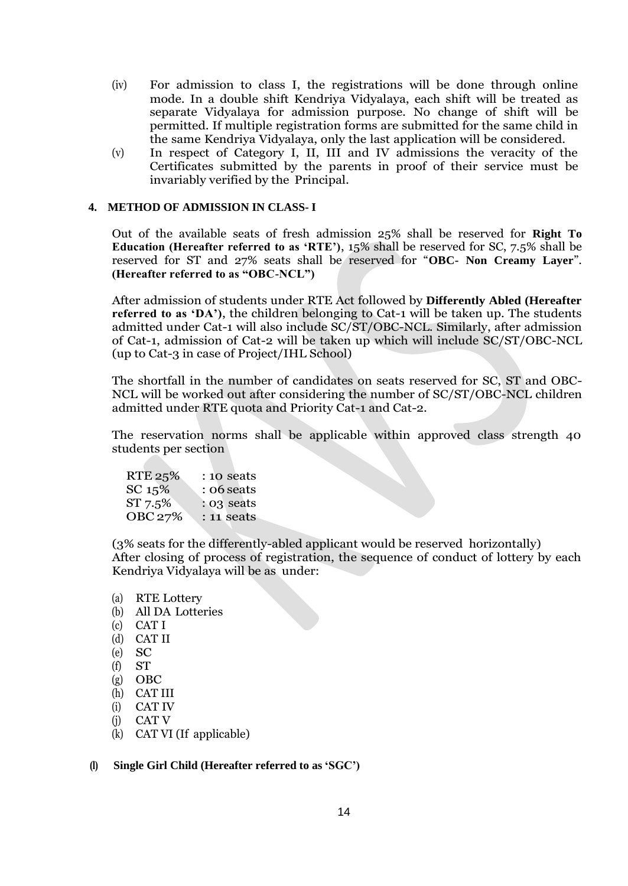(iv) For admission to class I, the registrations will be done through online mode. In a double shift Kendriya Vidyalaya, each shift will be treated as separate Vidyalaya for admission purpose. No change of shift will be permitted. If multiple registration forms are submitted for the same child in the same Kendriya Vidyalaya, only the last application will be considered.

(v) In respect of Category I, II, III and IV admissions the veracity of the Certificates submitted by the parents in proof of their service must be invariably verified by the Principal.

## 4. METHOD OF ADMISSION IN CLASS- I

Out of the available seats of fresh admission 25% shall be reserved for **Right To Education (Hereafter referred to as 'RTE')**, 15% shall be reserved for SC, 7.5% shall be reserved for ST and 27% seats shall be reserved for "**OBC- Non Creamy Layer**". **(Hereafter referred to as "OBC-NCL")**

After admission of students under RTE Act followed by **Differently Abled (Hereafter referred to as 'DA')**, the children belonging to Cat-1 will be taken up. The students admitted under Cat-1 will also include SC/ST/OBC-NCL. Similarly, after admission of Cat-1, admission of Cat-2 will be taken up which will include SC/ST/OBC-NCL (up to Cat-3 in case of Project/IHL School)

The shortfall in the number of candidates on seats reserved for SC, ST and OBC-NCL will be worked out after considering the number of SC/ST/OBC-NCL children admitted under RTE quota and Priority Cat-1 and Cat-2.

The reservation norms shall be applicable within approved class strength 40 students per section

| | |
|---|---|
| RTE 25% | : 10 seats |
| SC 15% | : 06 seats |
| ST 7.5% | : 03 seats |
| OBC 27% | : 11 seats |

(3% seats for the differently-abled applicant would be reserved horizontally)
After closing of process of registration, the sequence of conduct of lottery by each Kendriya Vidyalaya will be as under:

(a) RTE Lottery
(b) All DA Lotteries
(c) CAT I
(d) CAT II
(e) SC
(f) ST
(g) OBC
(h) CAT III
(i) CAT IV
(j) CAT V
(k) CAT VI (If applicable)

**(l) Single Girl Child (Hereafter referred to as 'SGC')**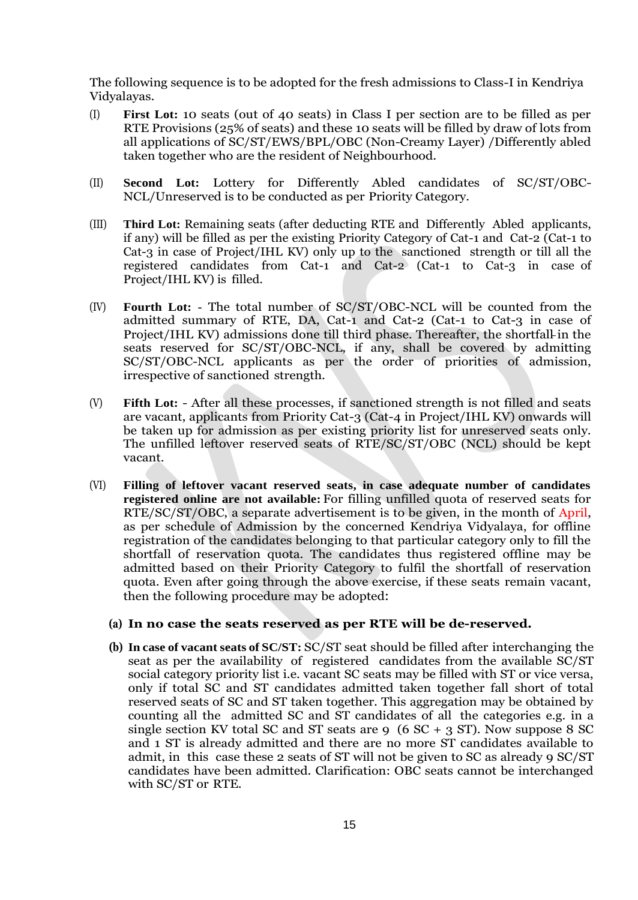The following sequence is to be adopted for the fresh admissions to Class-I in Kendriya Vidyalayas.

(I) **First Lot:** 10 seats (out of 40 seats) in Class I per section are to be filled as per RTE Provisions (25% of seats) and these 10 seats will be filled by draw of lots from all applications of SC/ST/EWS/BPL/OBC (Non-Creamy Layer) /Differently abled taken together who are the resident of Neighbourhood.

(II) **Second Lot:** Lottery for Differently Abled candidates of SC/ST/OBC-NCL/Unreserved is to be conducted as per Priority Category.

(III) **Third Lot:** Remaining seats (after deducting RTE and Differently Abled applicants, if any) will be filled as per the existing Priority Category of Cat-1 and Cat-2 (Cat-1 to Cat-3 in case of Project/IHL KV) only up to the sanctioned strength or till all the registered candidates from Cat-1 and Cat-2 (Cat-1 to Cat-3 in case of Project/IHL KV) is filled.

(IV) **Fourth Lot:** - The total number of SC/ST/OBC-NCL will be counted from the admitted summary of RTE, DA, Cat-1 and Cat-2 (Cat-1 to Cat-3 in case of Project/IHL KV) admissions done till third phase. Thereafter, the shortfall in the seats reserved for SC/ST/OBC-NCL, if any, shall be covered by admitting SC/ST/OBC-NCL applicants as per the order of priorities of admission, irrespective of sanctioned strength.

(V) **Fifth Lot:** - After all these processes, if sanctioned strength is not filled and seats are vacant, applicants from Priority Cat-3 (Cat-4 in Project/IHL KV) onwards will be taken up for admission as per existing priority list for unreserved seats only. The unfilled leftover reserved seats of RTE/SC/ST/OBC (NCL) should be kept vacant.

(VI) **Filling of leftover vacant reserved seats, in case adequate number of candidates registered online are not available:** For filling unfilled quota of reserved seats for RTE/SC/ST/OBC, a separate advertisement is to be given, in the month of April, as per schedule of Admission by the concerned Kendriya Vidyalaya, for offline registration of the candidates belonging to that particular category only to fill the shortfall of reservation quota. The candidates thus registered offline may be admitted based on their Priority Category to fulfil the shortfall of reservation quota. Even after going through the above exercise, if these seats remain vacant, then the following procedure may be adopted:

**(a) In no case the seats reserved as per RTE will be de-reserved.**

**(b) In case of vacant seats of SC/ST:** SC/ST seat should be filled after interchanging the seat as per the availability of registered candidates from the available SC/ST social category priority list i.e. vacant SC seats may be filled with ST or vice versa, only if total SC and ST candidates admitted taken together fall short of total reserved seats of SC and ST taken together. This aggregation may be obtained by counting all the admitted SC and ST candidates of all the categories e.g. in a single section KV total SC and ST seats are 9 (6 SC + 3 ST). Now suppose 8 SC and 1 ST is already admitted and there are no more ST candidates available to admit, in this case these 2 seats of ST will not be given to SC as already 9 SC/ST candidates have been admitted. Clarification: OBC seats cannot be interchanged with SC/ST or RTE.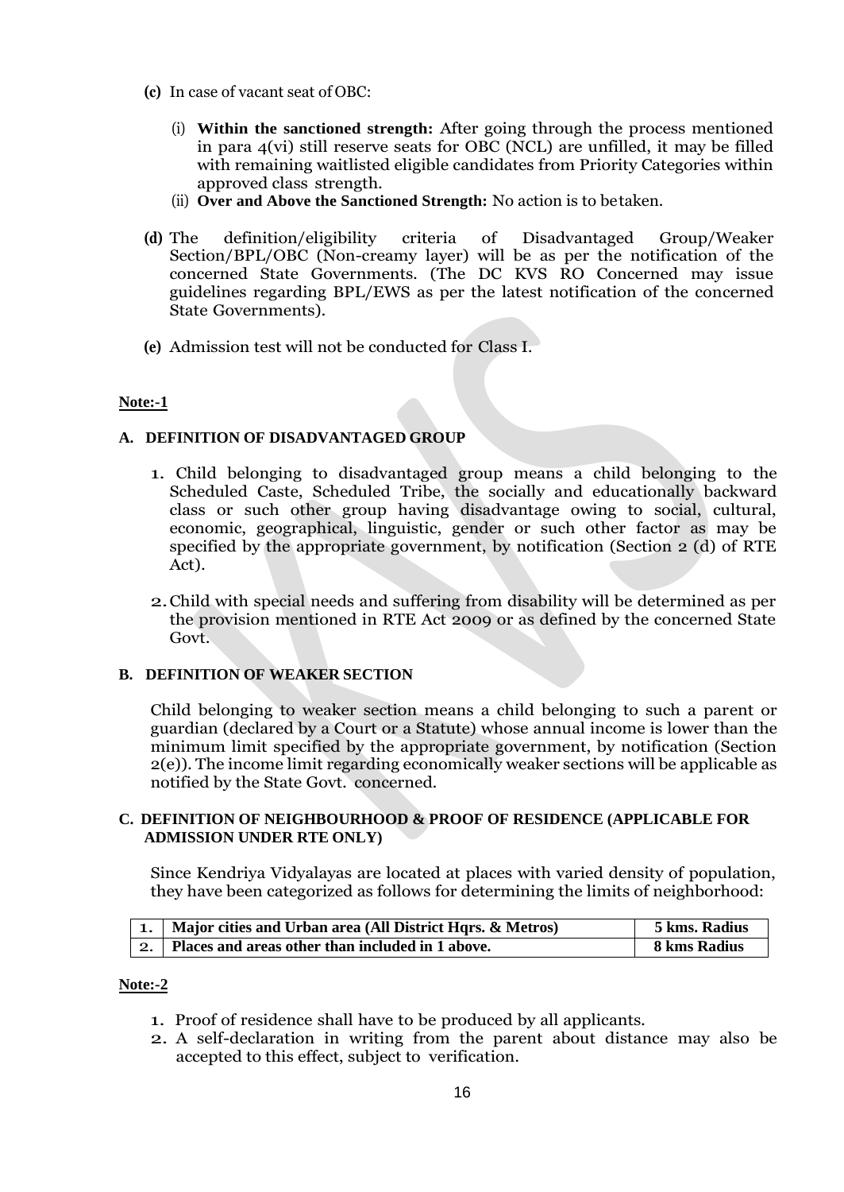**(c)** In case of vacant seat of OBC:

   (i) **Within the sanctioned strength:** After going through the process mentioned in para 4(vi) still reserve seats for OBC (NCL) are unfilled, it may be filled with remaining waitlisted eligible candidates from Priority Categories within approved class strength.

   (ii) **Over and Above the Sanctioned Strength:** No action is to betaken.

**(d)** The definition/eligibility criteria of Disadvantaged Group/Weaker Section/BPL/OBC (Non-creamy layer) will be as per the notification of the concerned State Governments. (The DC KVS RO Concerned may issue guidelines regarding BPL/EWS as per the latest notification of the concerned State Governments).

**(e)** Admission test will not be conducted for Class I.

**Note:-1**

**A. DEFINITION OF DISADVANTAGED GROUP**

1. Child belonging to disadvantaged group means a child belonging to the Scheduled Caste, Scheduled Tribe, the socially and educationally backward class or such other group having disadvantage owing to social, cultural, economic, geographical, linguistic, gender or such other factor as may be specified by the appropriate government, by notification (Section 2 (d) of RTE Act).

2. Child with special needs and suffering from disability will be determined as per the provision mentioned in RTE Act 2009 or as defined by the concerned State Govt.

**B. DEFINITION OF WEAKER SECTION**

Child belonging to weaker section means a child belonging to such a parent or guardian (declared by a Court or a Statute) whose annual income is lower than the minimum limit specified by the appropriate government, by notification (Section 2(e)). The income limit regarding economically weaker sections will be applicable as notified by the State Govt. concerned.

**C. DEFINITION OF NEIGHBOURHOOD & PROOF OF RESIDENCE (APPLICABLE FOR ADMISSION UNDER RTE ONLY)**

Since Kendriya Vidyalayas are located at places with varied density of population, they have been categorized as follows for determining the limits of neighborhood:

| | | |
|---|---|---|
| 1. | **Major cities and Urban area (All District Hqrs. & Metros)** | **5 kms. Radius** |
| 2. | **Places and areas other than included in 1 above.** | **8 kms Radius** |

**Note:-2**

1. Proof of residence shall have to be produced by all applicants.
2. A self-declaration in writing from the parent about distance may also be accepted to this effect, subject to verification.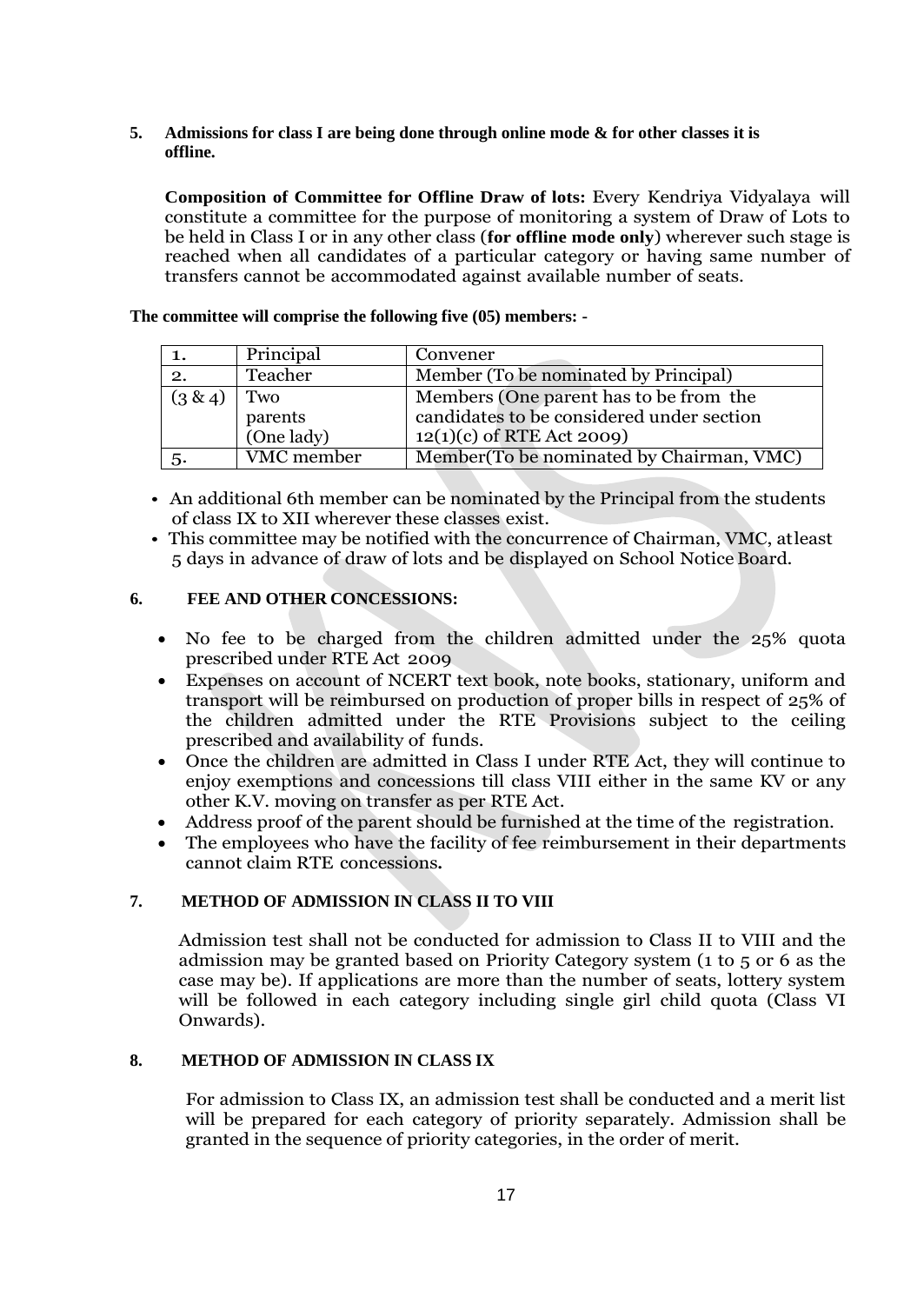**5. Admissions for class I are being done through online mode & for other classes it is offline.**

**Composition of Committee for Offline Draw of lots:** Every Kendriya Vidyalaya will constitute a committee for the purpose of monitoring a system of Draw of Lots to be held in Class I or in any other class (**for offline mode only**) wherever such stage is reached when all candidates of a particular category or having same number of transfers cannot be accommodated against available number of seats.

**The committee will comprise the following five (05) members: -**

| | | |
|---|---|---|
| 1. | Principal | Convener |
| 2. | Teacher | Member (To be nominated by Principal) |
| (3 & 4) | Two parents (One lady) | Members (One parent has to be from the candidates to be considered under section 12(1)(c) of RTE Act 2009) |
| 5. | VMC member | Member(To be nominated by Chairman, VMC) |

- An additional 6th member can be nominated by the Principal from the students of class IX to XII wherever these classes exist.
- This committee may be notified with the concurrence of Chairman, VMC, atleast 5 days in advance of draw of lots and be displayed on School Notice Board.

## 6. FEE AND OTHER CONCESSIONS:

- No fee to be charged from the children admitted under the 25% quota prescribed under RTE Act 2009
- Expenses on account of NCERT text book, note books, stationary, uniform and transport will be reimbursed on production of proper bills in respect of 25% of the children admitted under the RTE Provisions subject to the ceiling prescribed and availability of funds.
- Once the children are admitted in Class I under RTE Act, they will continue to enjoy exemptions and concessions till class VIII either in the same KV or any other K.V. moving on transfer as per RTE Act.
- Address proof of the parent should be furnished at the time of the registration.
- The employees who have the facility of fee reimbursement in their departments cannot claim RTE concessions**.**

## 7. METHOD OF ADMISSION IN CLASS II TO VIII

Admission test shall not be conducted for admission to Class II to VIII and the admission may be granted based on Priority Category system (1 to 5 or 6 as the case may be). If applications are more than the number of seats, lottery system will be followed in each category including single girl child quota (Class VI Onwards).

## 8. METHOD OF ADMISSION IN CLASS IX

For admission to Class IX, an admission test shall be conducted and a merit list will be prepared for each category of priority separately. Admission shall be granted in the sequence of priority categories, in the order of merit.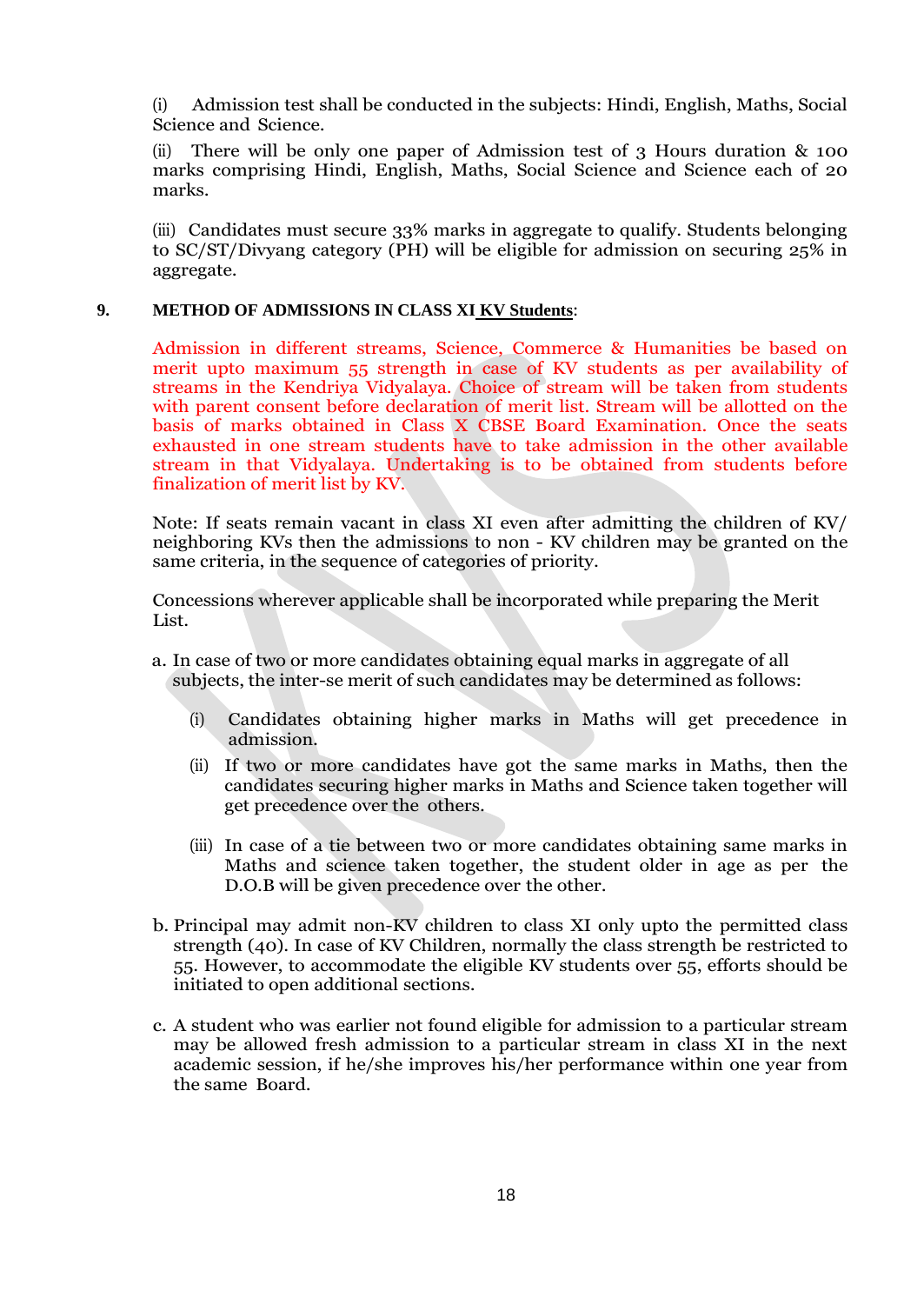(i) Admission test shall be conducted in the subjects: Hindi, English, Maths, Social Science and Science.

(ii) There will be only one paper of Admission test of 3 Hours duration & 100 marks comprising Hindi, English, Maths, Social Science and Science each of 20 marks.

(iii) Candidates must secure 33% marks in aggregate to qualify. Students belonging to SC/ST/Divyang category (PH) will be eligible for admission on securing 25% in aggregate.

**9. METHOD OF ADMISSIONS IN CLASS XI KV Students:**

Admission in different streams, Science, Commerce & Humanities be based on merit upto maximum 55 strength in case of KV students as per availability of streams in the Kendriya Vidyalaya. Choice of stream will be taken from students with parent consent before declaration of merit list. Stream will be allotted on the basis of marks obtained in Class X CBSE Board Examination. Once the seats exhausted in one stream students have to take admission in the other available stream in that Vidyalaya. Undertaking is to be obtained from students before finalization of merit list by KV.

Note: If seats remain vacant in class XI even after admitting the children of KV/ neighboring KVs then the admissions to non - KV children may be granted on the same criteria, in the sequence of categories of priority.

Concessions wherever applicable shall be incorporated while preparing the Merit List.

a. In case of two or more candidates obtaining equal marks in aggregate of all subjects, the inter-se merit of such candidates may be determined as follows:

   (i) Candidates obtaining higher marks in Maths will get precedence in admission.

   (ii) If two or more candidates have got the same marks in Maths, then the candidates securing higher marks in Maths and Science taken together will get precedence over the others.

   (iii) In case of a tie between two or more candidates obtaining same marks in Maths and science taken together, the student older in age as per the D.O.B will be given precedence over the other.

b. Principal may admit non-KV children to class XI only upto the permitted class strength (40). In case of KV Children, normally the class strength be restricted to 55. However, to accommodate the eligible KV students over 55, efforts should be initiated to open additional sections.

c. A student who was earlier not found eligible for admission to a particular stream may be allowed fresh admission to a particular stream in class XI in the next academic session, if he/she improves his/her performance within one year from the same Board.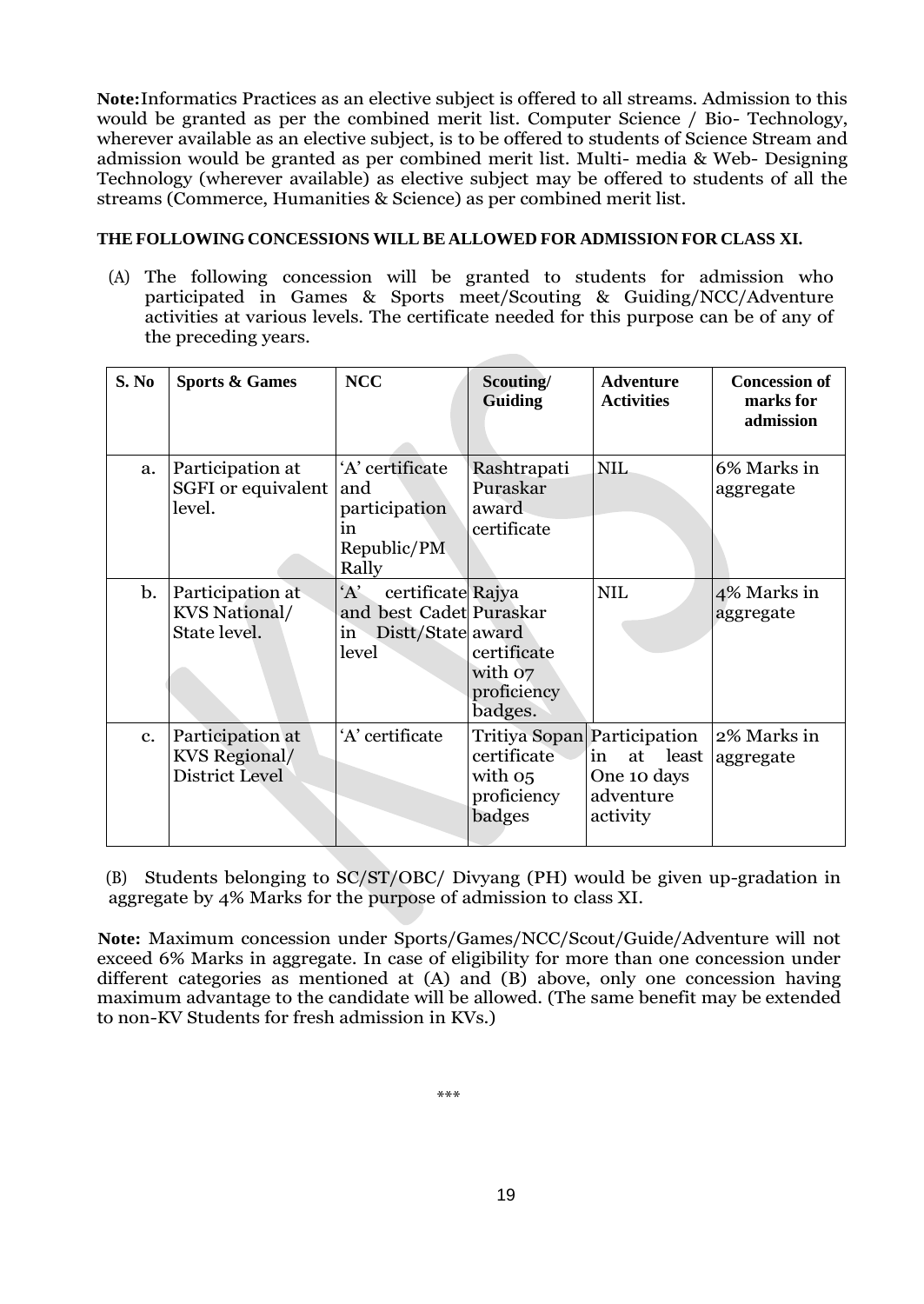**Note:** Informatics Practices as an elective subject is offered to all streams. Admission to this would be granted as per the combined merit list. Computer Science / Bio- Technology, wherever available as an elective subject, is to be offered to students of Science Stream and admission would be granted as per combined merit list. Multi- media & Web- Designing Technology (wherever available) as elective subject may be offered to students of all the streams (Commerce, Humanities & Science) as per combined merit list.

**THE FOLLOWING CONCESSIONS WILL BE ALLOWED FOR ADMISSION FOR CLASS XI.**

(A) The following concession will be granted to students for admission who participated in Games & Sports meet/Scouting & Guiding/NCC/Adventure activities at various levels. The certificate needed for this purpose can be of any of the preceding years.

| S. No | Sports & Games | NCC | Scouting/ Guiding | Adventure Activities | Concession of marks for admission |
|---|---|---|---|---|---|
| a. | Participation at SGFI or equivalent level. | 'A' certificate and participation in Republic/PM Rally | Rashtrapati Puraskar award certificate | NIL | 6% Marks in aggregate |
| b. | Participation at KVS National/ State level. | 'A' certificate and best Cadet in Distt/State level | Rajya Puraskar award certificate with 07 proficiency badges. | NIL | 4% Marks in aggregate |
| c. | Participation at KVS Regional/ District Level | 'A' certificate | Tritiya Sopan certificate with 05 proficiency badges | Participation in at least One 10 days adventure activity | 2% Marks in aggregate |

(B) Students belonging to SC/ST/OBC/ Divyang (PH) would be given up-gradation in aggregate by 4% Marks for the purpose of admission to class XI.

**Note:** Maximum concession under Sports/Games/NCC/Scout/Guide/Adventure will not exceed 6% Marks in aggregate. In case of eligibility for more than one concession under different categories as mentioned at (A) and (B) above, only one concession having maximum advantage to the candidate will be allowed. (The same benefit may be extended to non-KV Students for fresh admission in KVs.)

***